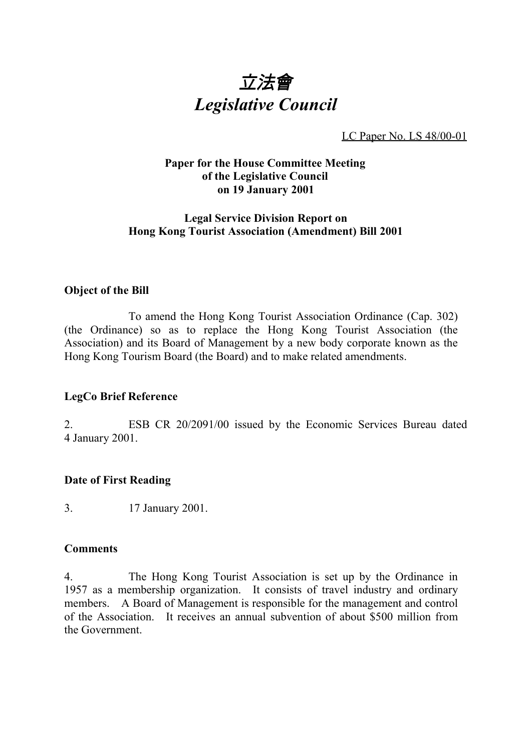# *立法會*
# *Legislative Council*

LC Paper No. LS 48/00-01

**Paper for the House Committee Meeting of the Legislative Council on 19 January 2001**

**Legal Service Division Report on Hong Kong Tourist Association (Amendment) Bill 2001**

**Object of the Bill**

To amend the Hong Kong Tourist Association Ordinance (Cap. 302) (the Ordinance) so as to replace the Hong Kong Tourist Association (the Association) and its Board of Management by a new body corporate known as the Hong Kong Tourism Board (the Board) and to make related amendments.

**LegCo Brief Reference**

2. ESB CR 20/2091/00 issued by the Economic Services Bureau dated 4 January 2001.

**Date of First Reading**

3. 17 January 2001.

**Comments**

4. The Hong Kong Tourist Association is set up by the Ordinance in 1957 as a membership organization. It consists of travel industry and ordinary members. A Board of Management is responsible for the management and control of the Association. It receives an annual subvention of about $500 million from the Government.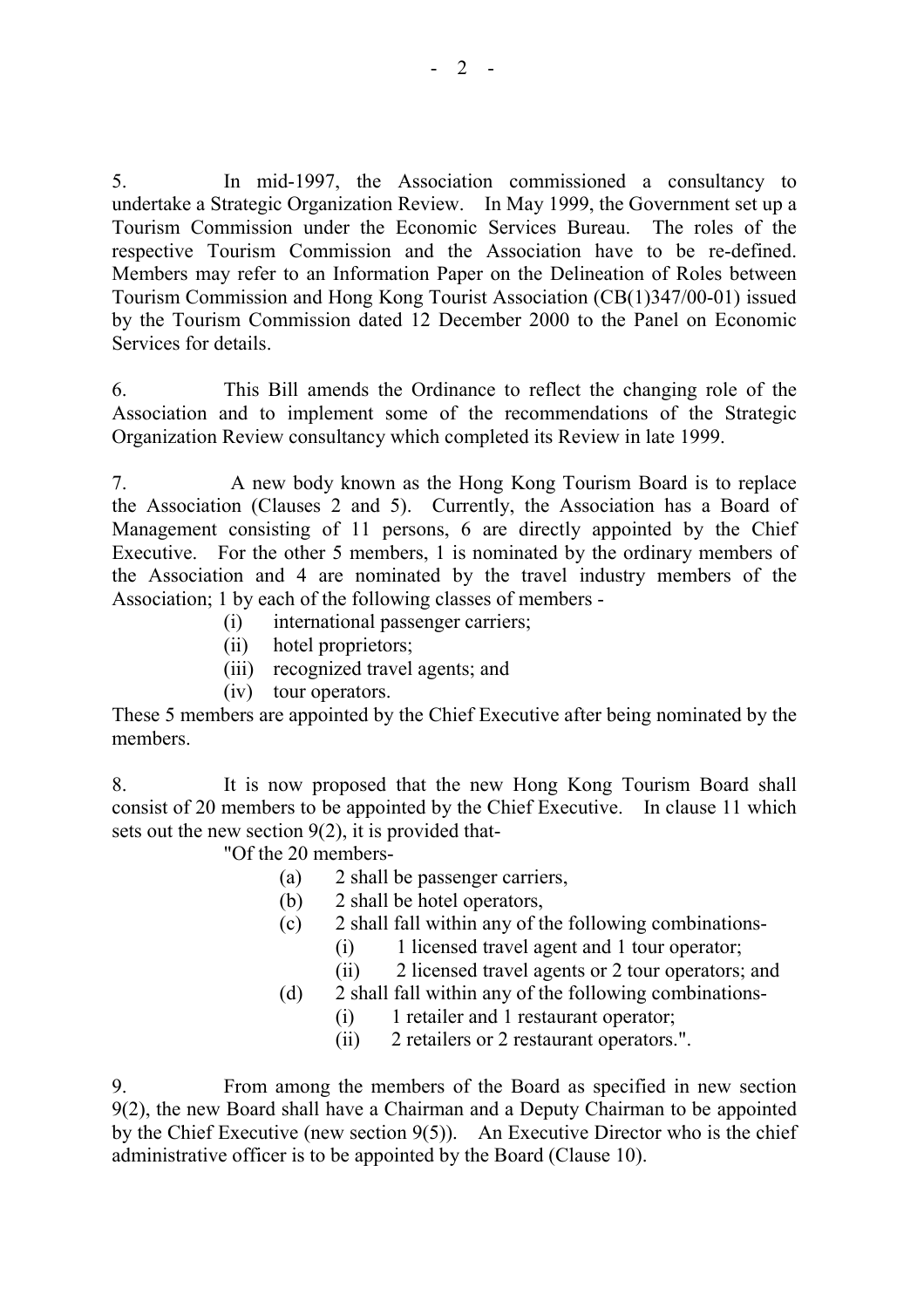5. In mid-1997, the Association commissioned a consultancy to undertake a Strategic Organization Review. In May 1999, the Government set up a Tourism Commission under the Economic Services Bureau. The roles of the respective Tourism Commission and the Association have to be re-defined. Members may refer to an Information Paper on the Delineation of Roles between Tourism Commission and Hong Kong Tourist Association (CB(1)347/00-01) issued by the Tourism Commission dated 12 December 2000 to the Panel on Economic Services for details.

6. This Bill amends the Ordinance to reflect the changing role of the Association and to implement some of the recommendations of the Strategic Organization Review consultancy which completed its Review in late 1999.

7. A new body known as the Hong Kong Tourism Board is to replace the Association (Clauses 2 and 5). Currently, the Association has a Board of Management consisting of 11 persons, 6 are directly appointed by the Chief Executive. For the other 5 members, 1 is nominated by the ordinary members of the Association and 4 are nominated by the travel industry members of the Association; 1 by each of the following classes of members -

- (i) international passenger carriers;
- (ii) hotel proprietors;
- (iii) recognized travel agents; and
- (iv) tour operators.

These 5 members are appointed by the Chief Executive after being nominated by the members.

8. It is now proposed that the new Hong Kong Tourism Board shall consist of 20 members to be appointed by the Chief Executive. In clause 11 which sets out the new section 9(2), it is provided that-

"Of the 20 members-

- (a) 2 shall be passenger carriers,
- (b) 2 shall be hotel operators,
- (c) 2 shall fall within any of the following combinations-
  - (i) 1 licensed travel agent and 1 tour operator;
  - (ii) 2 licensed travel agents or 2 tour operators; and
- (d) 2 shall fall within any of the following combinations-
  - (i) 1 retailer and 1 restaurant operator;
  - (ii) 2 retailers or 2 restaurant operators.".

9. From among the members of the Board as specified in new section 9(2), the new Board shall have a Chairman and a Deputy Chairman to be appointed by the Chief Executive (new section 9(5)). An Executive Director who is the chief administrative officer is to be appointed by the Board (Clause 10).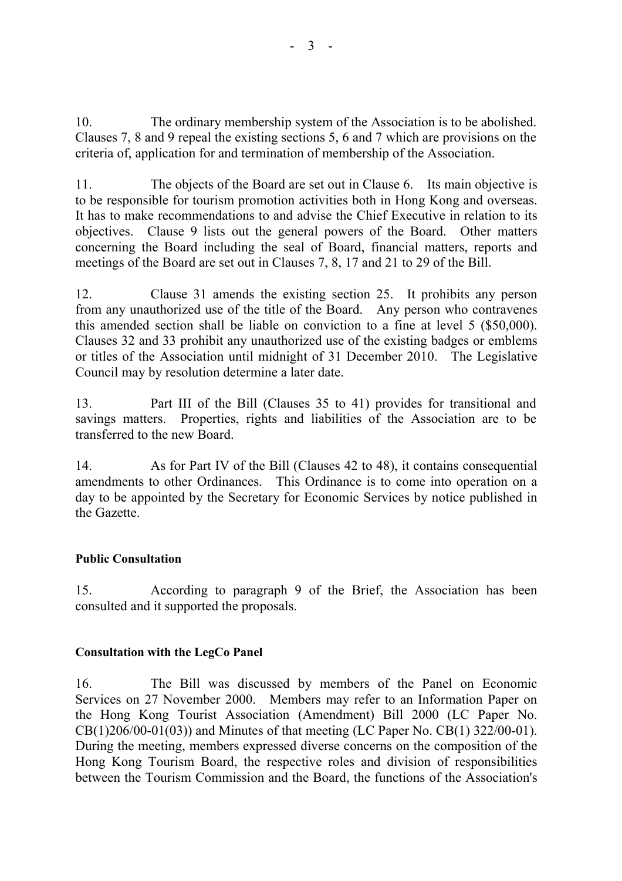10. The ordinary membership system of the Association is to be abolished. Clauses 7, 8 and 9 repeal the existing sections 5, 6 and 7 which are provisions on the criteria of, application for and termination of membership of the Association.

11. The objects of the Board are set out in Clause 6. Its main objective is to be responsible for tourism promotion activities both in Hong Kong and overseas. It has to make recommendations to and advise the Chief Executive in relation to its objectives. Clause 9 lists out the general powers of the Board. Other matters concerning the Board including the seal of Board, financial matters, reports and meetings of the Board are set out in Clauses 7, 8, 17 and 21 to 29 of the Bill.

12. Clause 31 amends the existing section 25. It prohibits any person from any unauthorized use of the title of the Board. Any person who contravenes this amended section shall be liable on conviction to a fine at level 5 ($50,000). Clauses 32 and 33 prohibit any unauthorized use of the existing badges or emblems or titles of the Association until midnight of 31 December 2010. The Legislative Council may by resolution determine a later date.

13. Part III of the Bill (Clauses 35 to 41) provides for transitional and savings matters. Properties, rights and liabilities of the Association are to be transferred to the new Board.

14. As for Part IV of the Bill (Clauses 42 to 48), it contains consequential amendments to other Ordinances. This Ordinance is to come into operation on a day to be appointed by the Secretary for Economic Services by notice published in the Gazette.

**Public Consultation**

15. According to paragraph 9 of the Brief, the Association has been consulted and it supported the proposals.

**Consultation with the LegCo Panel**

16. The Bill was discussed by members of the Panel on Economic Services on 27 November 2000. Members may refer to an Information Paper on the Hong Kong Tourist Association (Amendment) Bill 2000 (LC Paper No. CB(1)206/00-01(03)) and Minutes of that meeting (LC Paper No. CB(1) 322/00-01). During the meeting, members expressed diverse concerns on the composition of the Hong Kong Tourism Board, the respective roles and division of responsibilities between the Tourism Commission and the Board, the functions of the Association's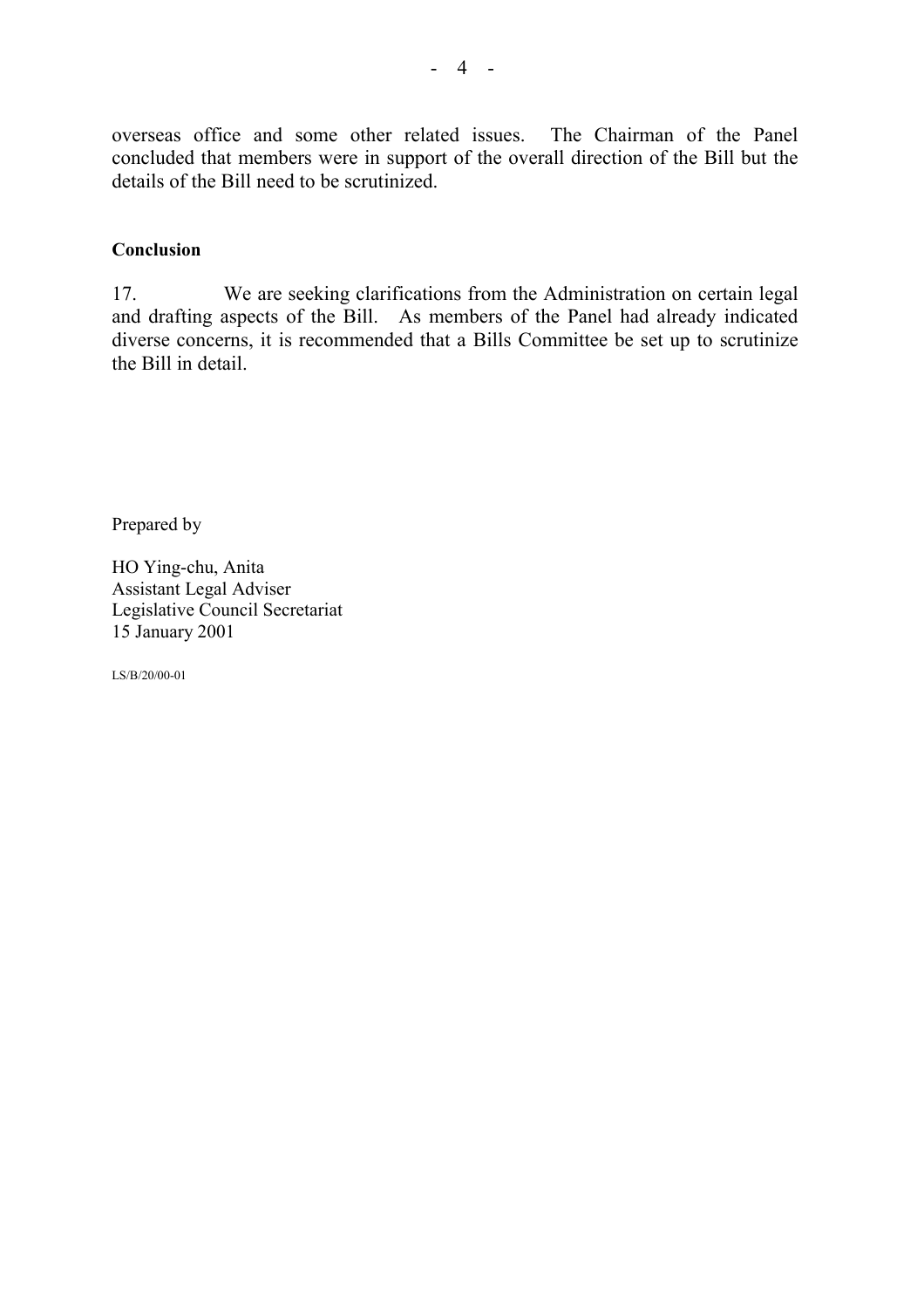overseas office and some other related issues. The Chairman of the Panel concluded that members were in support of the overall direction of the Bill but the details of the Bill need to be scrutinized.

**Conclusion**

17. We are seeking clarifications from the Administration on certain legal and drafting aspects of the Bill. As members of the Panel had already indicated diverse concerns, it is recommended that a Bills Committee be set up to scrutinize the Bill in detail.

Prepared by

HO Ying-chu, Anita
Assistant Legal Adviser
Legislative Council Secretariat
15 January 2001

LS/B/20/00-01